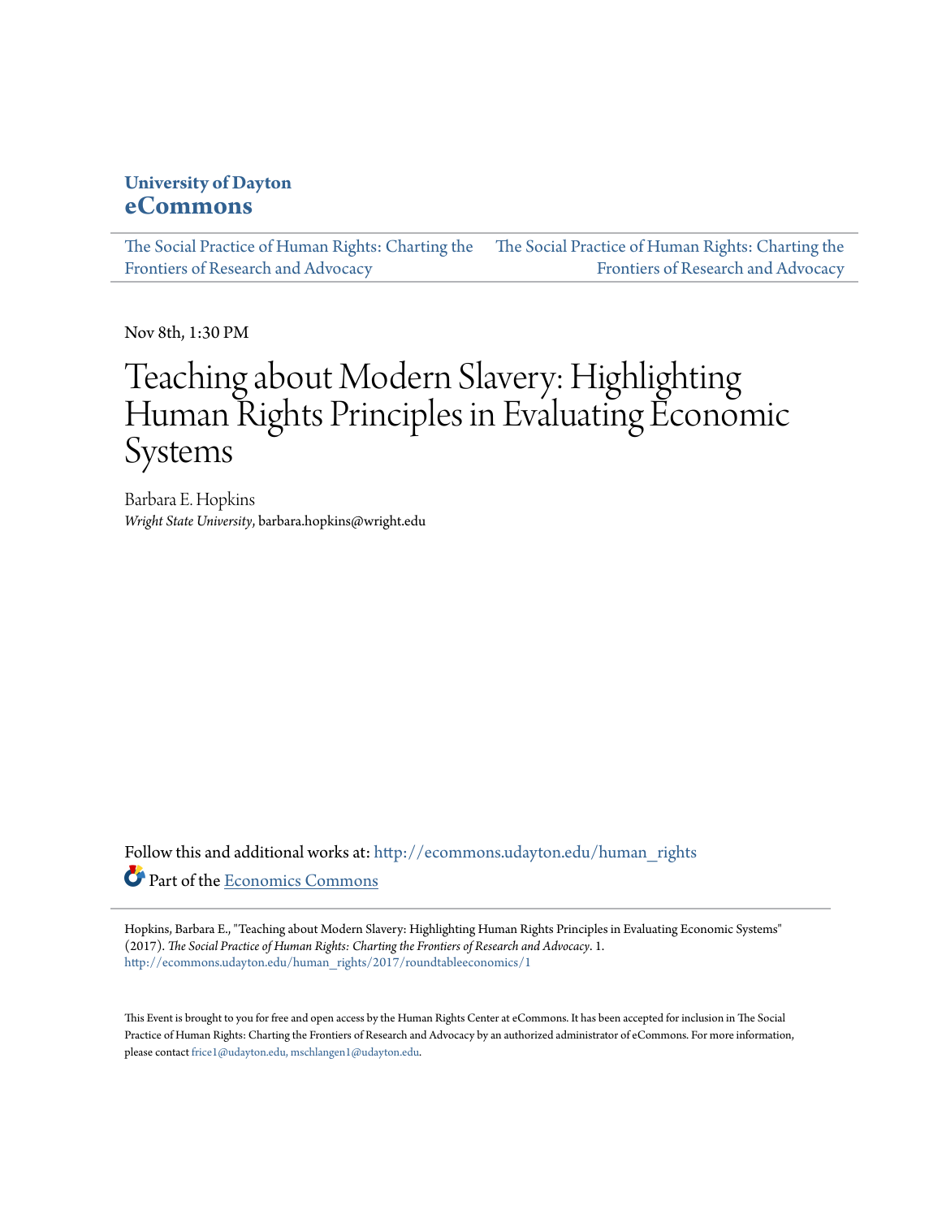**University of Dayton**
**eCommons**

The Social Practice of Human Rights: Charting the Frontiers of Research and Advocacy | The Social Practice of Human Rights: Charting the Frontiers of Research and Advocacy

Nov 8th, 1:30 PM

# Teaching about Modern Slavery: Highlighting Human Rights Principles in Evaluating Economic Systems

Barbara E. Hopkins
*Wright State University*, barbara.hopkins@wright.edu

Follow this and additional works at: http://ecommons.udayton.edu/human_rights

Part of the Economics Commons

Hopkins, Barbara E., "Teaching about Modern Slavery: Highlighting Human Rights Principles in Evaluating Economic Systems" (2017). *The Social Practice of Human Rights: Charting the Frontiers of Research and Advocacy*. 1.
http://ecommons.udayton.edu/human_rights/2017/roundtableeconomics/1

This Event is brought to you for free and open access by the Human Rights Center at eCommons. It has been accepted for inclusion in The Social Practice of Human Rights: Charting the Frontiers of Research and Advocacy by an authorized administrator of eCommons. For more information, please contact frice1@udayton.edu, mschlangen1@udayton.edu.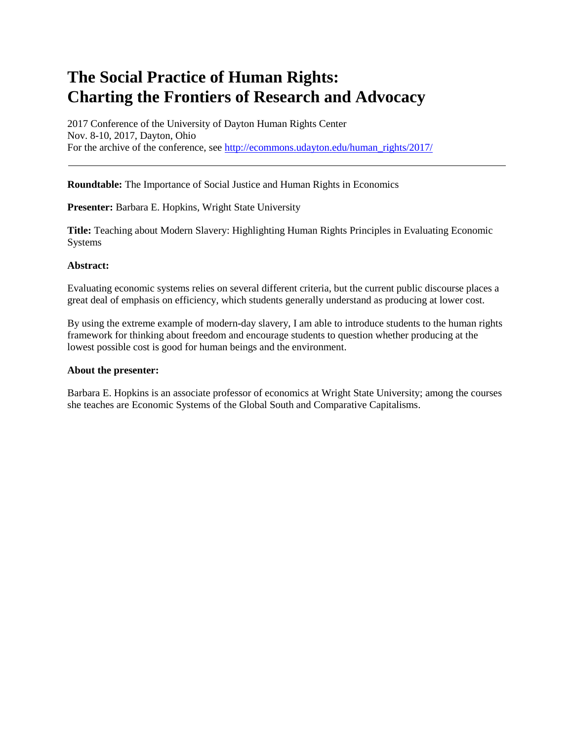# The Social Practice of Human Rights: Charting the Frontiers of Research and Advocacy

2017 Conference of the University of Dayton Human Rights Center
Nov. 8-10, 2017, Dayton, Ohio
For the archive of the conference, see http://ecommons.udayton.edu/human_rights/2017/

---

**Roundtable:** The Importance of Social Justice and Human Rights in Economics

**Presenter:** Barbara E. Hopkins, Wright State University

**Title:** Teaching about Modern Slavery: Highlighting Human Rights Principles in Evaluating Economic Systems

**Abstract:**

Evaluating economic systems relies on several different criteria, but the current public discourse places a great deal of emphasis on efficiency, which students generally understand as producing at lower cost.

By using the extreme example of modern-day slavery, I am able to introduce students to the human rights framework for thinking about freedom and encourage students to question whether producing at the lowest possible cost is good for human beings and the environment.

**About the presenter:**

Barbara E. Hopkins is an associate professor of economics at Wright State University; among the courses she teaches are Economic Systems of the Global South and Comparative Capitalisms.